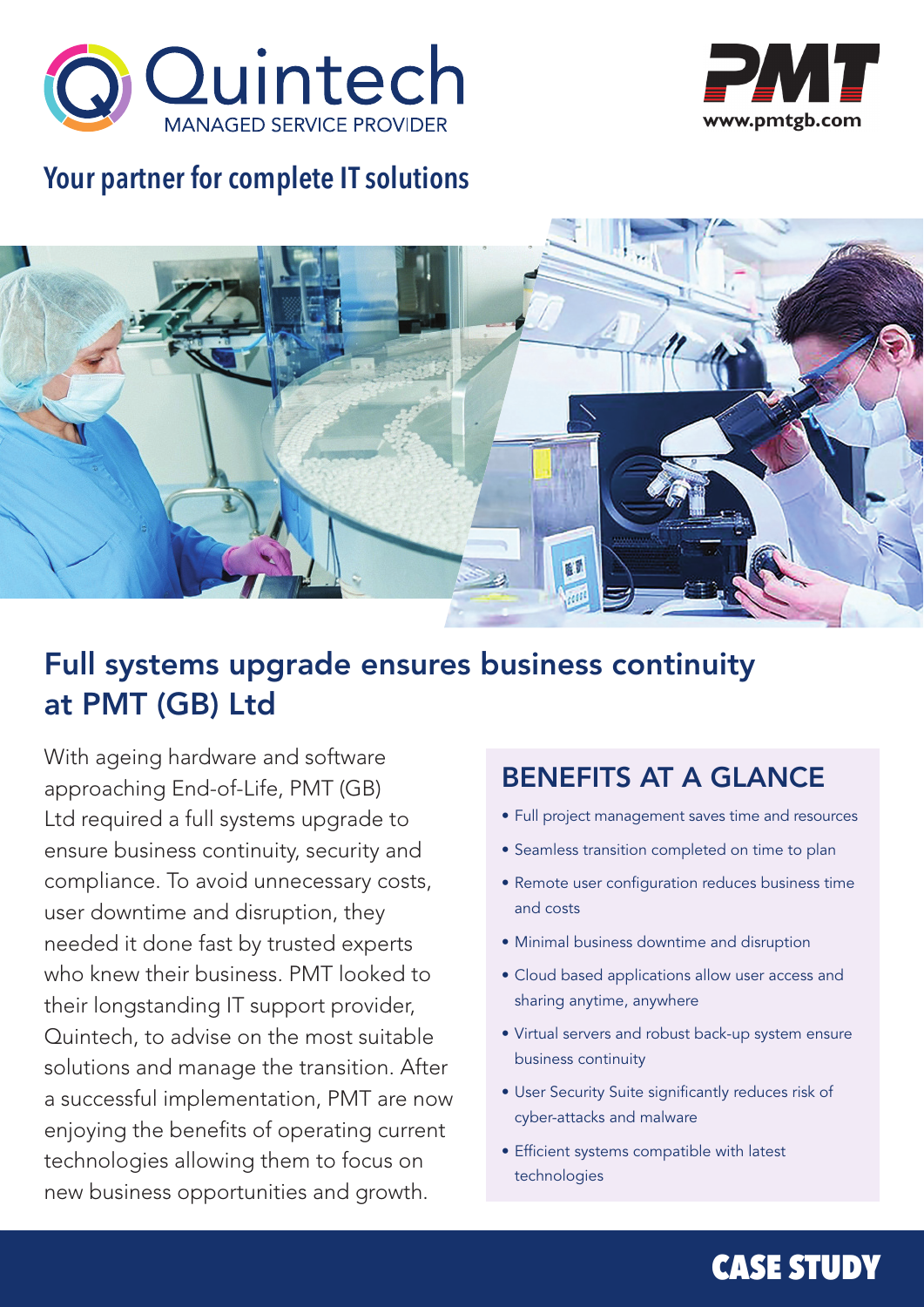Quintech

MANAGED SERVICE PROVIDER

PMT

www.pmtgb.com

## Your partner for complete IT solutions

# Full systems upgrade ensures business continuity at PMT (GB) Ltd

With ageing hardware and software approaching End-of-Life, PMT (GB) Ltd required a full systems upgrade to ensure business continuity, security and compliance. To avoid unnecessary costs, user downtime and disruption, they needed it done fast by trusted experts who knew their business. PMT looked to their longstanding IT support provider, Quintech, to advise on the most suitable solutions and manage the transition. After a successful implementation, PMT are now enjoying the benefits of operating current technologies allowing them to focus on new business opportunities and growth.

## BENEFITS AT A GLANCE

- Full project management saves time and resources
- Seamless transition completed on time to plan
- Remote user configuration reduces business time and costs
- Minimal business downtime and disruption
- Cloud based applications allow user access and sharing anytime, anywhere
- Virtual servers and robust back-up system ensure business continuity
- User Security Suite significantly reduces risk of cyber-attacks and malware
- Efficient systems compatible with latest technologies

CASE STUDY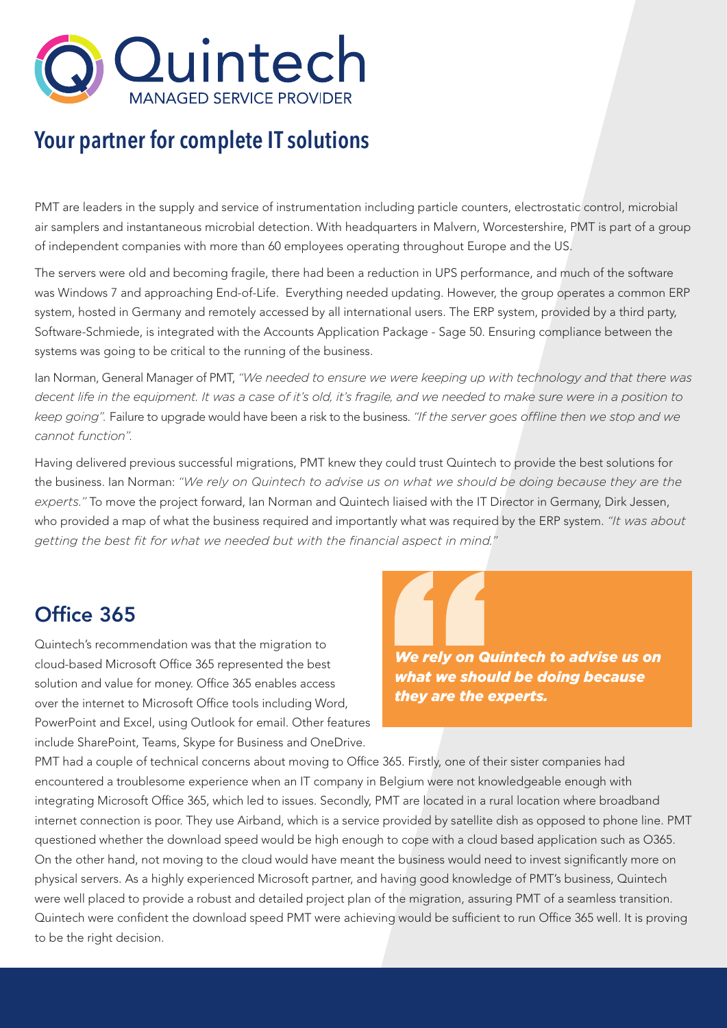# Quintech

MANAGED SERVICE PROVIDER

## Your partner for complete IT solutions

PMT are leaders in the supply and service of instrumentation including particle counters, electrostatic control, microbial air samplers and instantaneous microbial detection. With headquarters in Malvern, Worcestershire, PMT is part of a group of independent companies with more than 60 employees operating throughout Europe and the US.

The servers were old and becoming fragile, there had been a reduction in UPS performance, and much of the software was Windows 7 and approaching End-of-Life. Everything needed updating. However, the group operates a common ERP system, hosted in Germany and remotely accessed by all international users. The ERP system, provided by a third party, Software-Schmiede, is integrated with the Accounts Application Package - Sage 50. Ensuring compliance between the systems was going to be critical to the running of the business.

Ian Norman, General Manager of PMT, *"We needed to ensure we were keeping up with technology and that there was decent life in the equipment. It was a case of it's old, it's fragile, and we needed to make sure were in a position to keep going".* Failure to upgrade would have been a risk to the business. *"If the server goes offline then we stop and we cannot function".*

Having delivered previous successful migrations, PMT knew they could trust Quintech to provide the best solutions for the business. Ian Norman: *"We rely on Quintech to advise us on what we should be doing because they are the experts."* To move the project forward, Ian Norman and Quintech liaised with the IT Director in Germany, Dirk Jessen, who provided a map of what the business required and importantly what was required by the ERP system. *"It was about getting the best fit for what we needed but with the financial aspect in mind."*

## Office 365

Quintech's recommendation was that the migration to cloud-based Microsoft Office 365 represented the best solution and value for money. Office 365 enables access over the internet to Microsoft Office tools including Word, PowerPoint and Excel, using Outlook for email. Other features include SharePoint, Teams, Skype for Business and OneDrive.

> ***We rely on Quintech to advise us on what we should be doing because they are the experts.***

PMT had a couple of technical concerns about moving to Office 365. Firstly, one of their sister companies had encountered a troublesome experience when an IT company in Belgium were not knowledgeable enough with integrating Microsoft Office 365, which led to issues. Secondly, PMT are located in a rural location where broadband internet connection is poor. They use Airband, which is a service provided by satellite dish as opposed to phone line. PMT questioned whether the download speed would be high enough to cope with a cloud based application such as O365. On the other hand, not moving to the cloud would have meant the business would need to invest significantly more on physical servers. As a highly experienced Microsoft partner, and having good knowledge of PMT's business, Quintech were well placed to provide a robust and detailed project plan of the migration, assuring PMT of a seamless transition. Quintech were confident the download speed PMT were achieving would be sufficient to run Office 365 well. It is proving to be the right decision.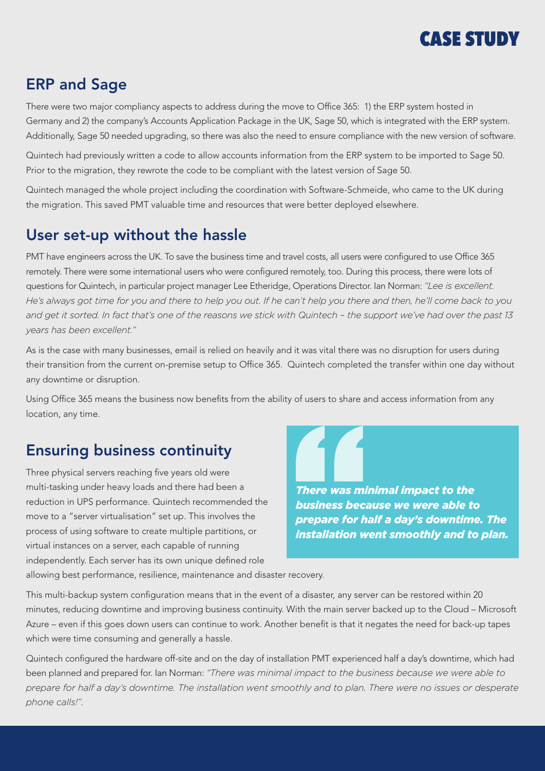# CASE STUDY

## ERP and Sage

There were two major compliancy aspects to address during the move to Office 365: 1) the ERP system hosted in Germany and 2) the company's Accounts Application Package in the UK, Sage 50, which is integrated with the ERP system. Additionally, Sage 50 needed upgrading, so there was also the need to ensure compliance with the new version of software.

Quintech had previously written a code to allow accounts information from the ERP system to be imported to Sage 50. Prior to the migration, they rewrote the code to be compliant with the latest version of Sage 50.

Quintech managed the whole project including the coordination with Software-Schmeide, who came to the UK during the migration. This saved PMT valuable time and resources that were better deployed elsewhere.

## User set-up without the hassle

PMT have engineers across the UK. To save the business time and travel costs, all users were configured to use Office 365 remotely. There were some international users who were configured remotely, too. During this process, there were lots of questions for Quintech, in particular project manager Lee Etheridge, Operations Director. Ian Norman: *"Lee is excellent. He's always got time for you and there to help you out. If he can't help you there and then, he'll come back to you and get it sorted. In fact that's one of the reasons we stick with Quintech – the support we've had over the past 13 years has been excellent."*

As is the case with many businesses, email is relied on heavily and it was vital there was no disruption for users during their transition from the current on-premise setup to Office 365. Quintech completed the transfer within one day without any downtime or disruption.

Using Office 365 means the business now benefits from the ability of users to share and access information from any location, any time.

## Ensuring business continuity

Three physical servers reaching five years old were multi-tasking under heavy loads and there had been a reduction in UPS performance. Quintech recommended the move to a "server virtualisation" set up. This involves the process of using software to create multiple partitions, or virtual instances on a server, each capable of running independently. Each server has its own unique defined role allowing best performance, resilience, maintenance and disaster recovery.

> ***There was minimal impact to the business because we were able to prepare for half a day's downtime. The installation went smoothly and to plan.***

This multi-backup system configuration means that in the event of a disaster, any server can be restored within 20 minutes, reducing downtime and improving business continuity. With the main server backed up to the Cloud – Microsoft Azure – even if this goes down users can continue to work. Another benefit is that it negates the need for back-up tapes which were time consuming and generally a hassle.

Quintech configured the hardware off-site and on the day of installation PMT experienced half a day's downtime, which had been planned and prepared for. Ian Norman: *"There was minimal impact to the business because we were able to prepare for half a day's downtime. The installation went smoothly and to plan. There were no issues or desperate phone calls!".*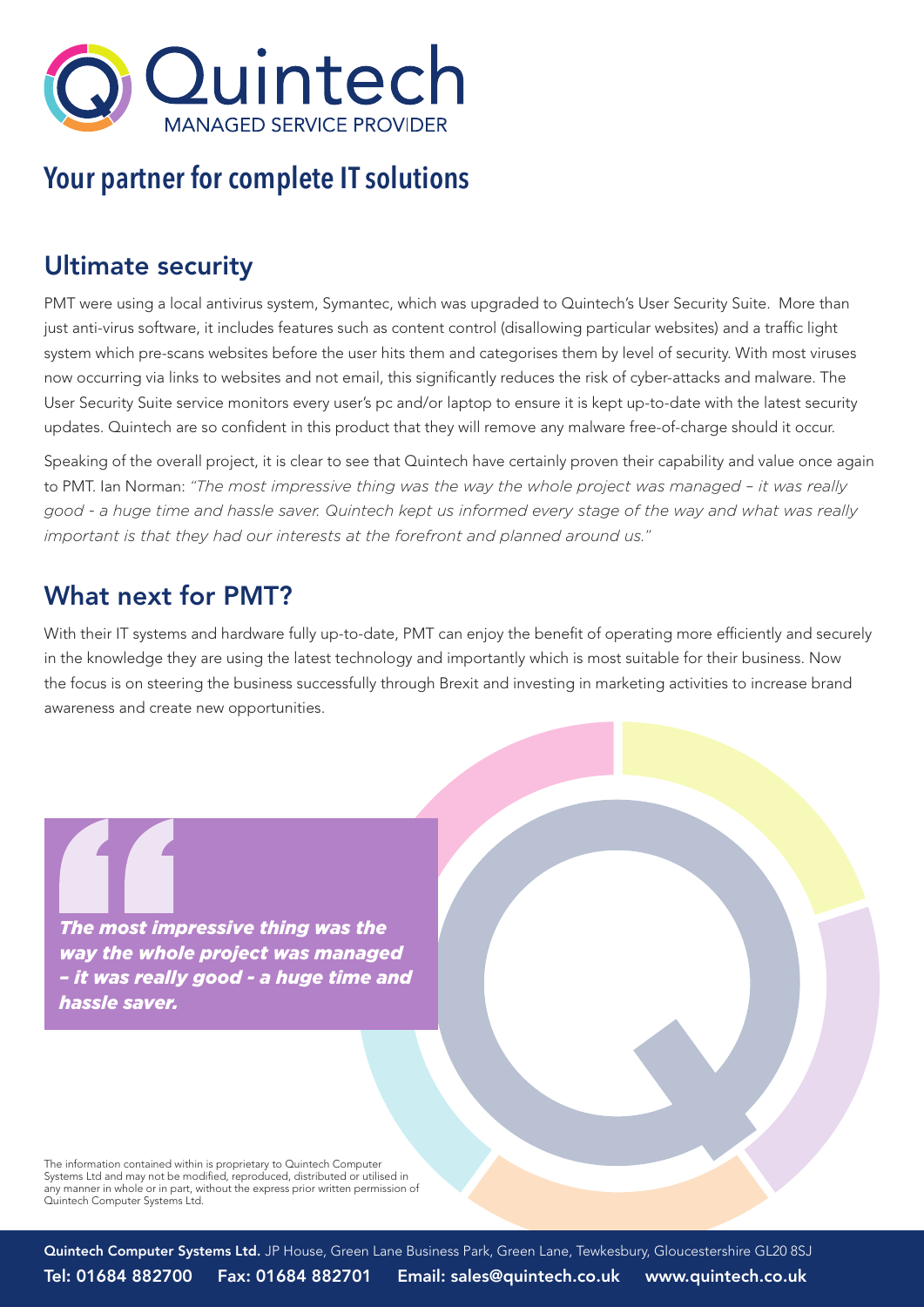# Quintech

MANAGED SERVICE PROVIDER

## Your partner for complete IT solutions

### Ultimate security

PMT were using a local antivirus system, Symantec, which was upgraded to Quintech's User Security Suite. More than just anti-virus software, it includes features such as content control (disallowing particular websites) and a traffic light system which pre-scans websites before the user hits them and categorises them by level of security. With most viruses now occurring via links to websites and not email, this significantly reduces the risk of cyber-attacks and malware. The User Security Suite service monitors every user's pc and/or laptop to ensure it is kept up-to-date with the latest security updates. Quintech are so confident in this product that they will remove any malware free-of-charge should it occur.

Speaking of the overall project, it is clear to see that Quintech have certainly proven their capability and value once again to PMT. Ian Norman: *"The most impressive thing was the way the whole project was managed – it was really good - a huge time and hassle saver. Quintech kept us informed every stage of the way and what was really important is that they had our interests at the forefront and planned around us."*

### What next for PMT?

With their IT systems and hardware fully up-to-date, PMT can enjoy the benefit of operating more efficiently and securely in the knowledge they are using the latest technology and importantly which is most suitable for their business. Now the focus is on steering the business successfully through Brexit and investing in marketing activities to increase brand awareness and create new opportunities.

> ***The most impressive thing was the way the whole project was managed – it was really good - a huge time and hassle saver.***

The information contained within is proprietary to Quintech Computer Systems Ltd and may not be modified, reproduced, distributed or utilised in any manner in whole or in part, without the express prior written permission of Quintech Computer Systems Ltd.

**Quintech Computer Systems Ltd.** JP House, Green Lane Business Park, Green Lane, Tewkesbury, Gloucestershire GL20 8SJ

**Tel: 01684 882700 Fax: 01684 882701 Email: sales@quintech.co.uk www.quintech.co.uk**